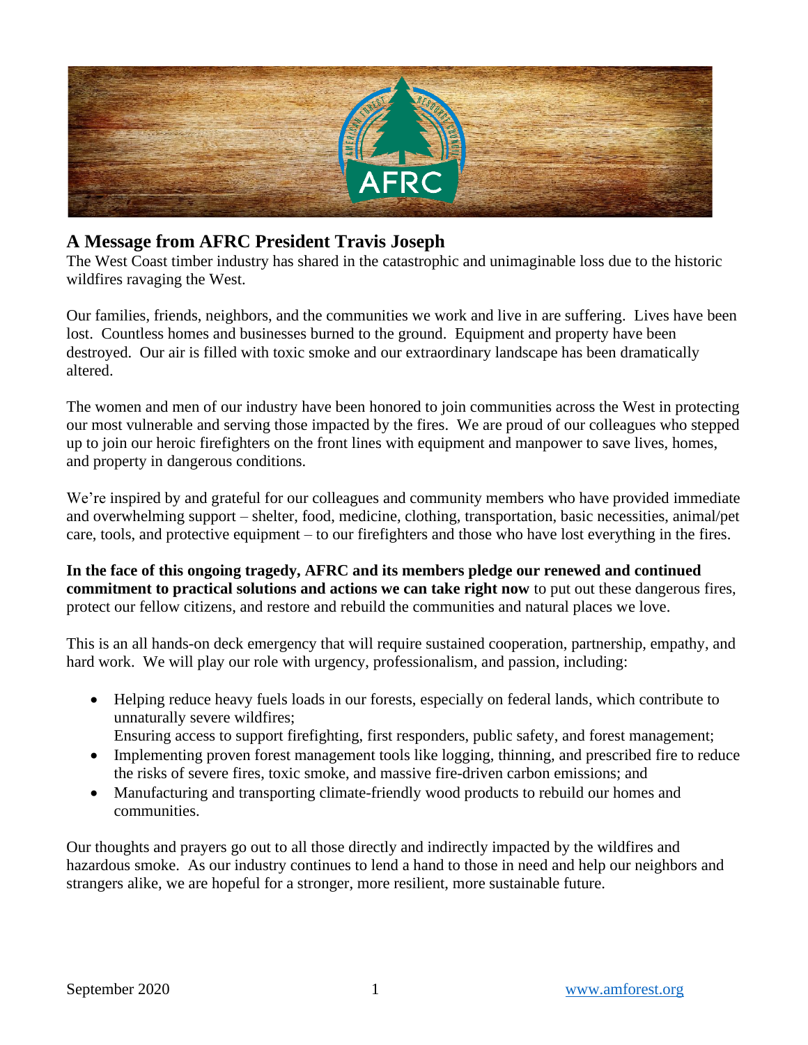## A Message from AFRC President Travis Joseph

The West Coast timber industry has shared in the catastrophic and unimaginable loss due to the historic wildfires ravaging the West.

Our families, friends, neighbors, and the communities we work and live in are suffering. Lives have been lost. Countless homes and businesses burned to the ground. Equipment and property have been destroyed. Our air is filled with toxic smoke and our extraordinary landscape has been dramatically altered.

The women and men of our industry have been honored to join communities across the West in protecting our most vulnerable and serving those impacted by the fires. We are proud of our colleagues who stepped up to join our heroic firefighters on the front lines with equipment and manpower to save lives, homes, and property in dangerous conditions.

We're inspired by and grateful for our colleagues and community members who have provided immediate and overwhelming support – shelter, food, medicine, clothing, transportation, basic necessities, animal/pet care, tools, and protective equipment – to our firefighters and those who have lost everything in the fires.

**In the face of this ongoing tragedy, AFRC and its members pledge our renewed and continued commitment to practical solutions and actions we can take right now** to put out these dangerous fires, protect our fellow citizens, and restore and rebuild the communities and natural places we love.

This is an all hands-on deck emergency that will require sustained cooperation, partnership, empathy, and hard work. We will play our role with urgency, professionalism, and passion, including:

- Helping reduce heavy fuels loads in our forests, especially on federal lands, which contribute to unnaturally severe wildfires;
  Ensuring access to support firefighting, first responders, public safety, and forest management;
- Implementing proven forest management tools like logging, thinning, and prescribed fire to reduce the risks of severe fires, toxic smoke, and massive fire-driven carbon emissions; and
- Manufacturing and transporting climate-friendly wood products to rebuild our homes and communities.

Our thoughts and prayers go out to all those directly and indirectly impacted by the wildfires and hazardous smoke. As our industry continues to lend a hand to those in need and help our neighbors and strangers alike, we are hopeful for a stronger, more resilient, more sustainable future.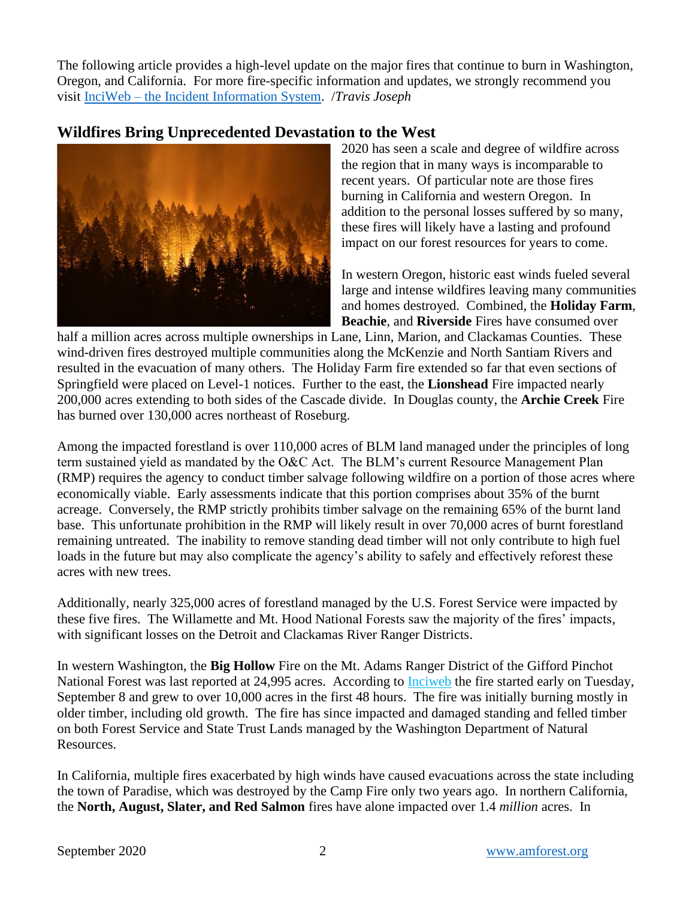The following article provides a high-level update on the major fires that continue to burn in Washington, Oregon, and California. For more fire-specific information and updates, we strongly recommend you visit [InciWeb – the Incident Information System](). /*Travis Joseph*

## Wildfires Bring Unprecedented Devastation to the West

2020 has seen a scale and degree of wildfire across the region that in many ways is incomparable to recent years. Of particular note are those fires burning in California and western Oregon. In addition to the personal losses suffered by so many, these fires will likely have a lasting and profound impact on our forest resources for years to come.

In western Oregon, historic east winds fueled several large and intense wildfires leaving many communities and homes destroyed. Combined, the **Holiday Farm**, **Beachie**, and **Riverside** Fires have consumed over half a million acres across multiple ownerships in Lane, Linn, Marion, and Clackamas Counties. These wind-driven fires destroyed multiple communities along the McKenzie and North Santiam Rivers and resulted in the evacuation of many others. The Holiday Farm fire extended so far that even sections of Springfield were placed on Level-1 notices. Further to the east, the **Lionshead** Fire impacted nearly 200,000 acres extending to both sides of the Cascade divide. In Douglas county, the **Archie Creek** Fire has burned over 130,000 acres northeast of Roseburg.

Among the impacted forestland is over 110,000 acres of BLM land managed under the principles of long term sustained yield as mandated by the O&C Act. The BLM's current Resource Management Plan (RMP) requires the agency to conduct timber salvage following wildfire on a portion of those acres where economically viable. Early assessments indicate that this portion comprises about 35% of the burnt acreage. Conversely, the RMP strictly prohibits timber salvage on the remaining 65% of the burnt land base. This unfortunate prohibition in the RMP will likely result in over 70,000 acres of burnt forestland remaining untreated. The inability to remove standing dead timber will not only contribute to high fuel loads in the future but may also complicate the agency's ability to safely and effectively reforest these acres with new trees.

Additionally, nearly 325,000 acres of forestland managed by the U.S. Forest Service were impacted by these five fires. The Willamette and Mt. Hood National Forests saw the majority of the fires' impacts, with significant losses on the Detroit and Clackamas River Ranger Districts.

In western Washington, the **Big Hollow** Fire on the Mt. Adams Ranger District of the Gifford Pinchot National Forest was last reported at 24,995 acres. According to [Inciweb]() the fire started early on Tuesday, September 8 and grew to over 10,000 acres in the first 48 hours. The fire was initially burning mostly in older timber, including old growth. The fire has since impacted and damaged standing and felled timber on both Forest Service and State Trust Lands managed by the Washington Department of Natural Resources.

In California, multiple fires exacerbated by high winds have caused evacuations across the state including the town of Paradise, which was destroyed by the Camp Fire only two years ago. In northern California, the **North, August, Slater, and Red Salmon** fires have alone impacted over 1.4 *million* acres. In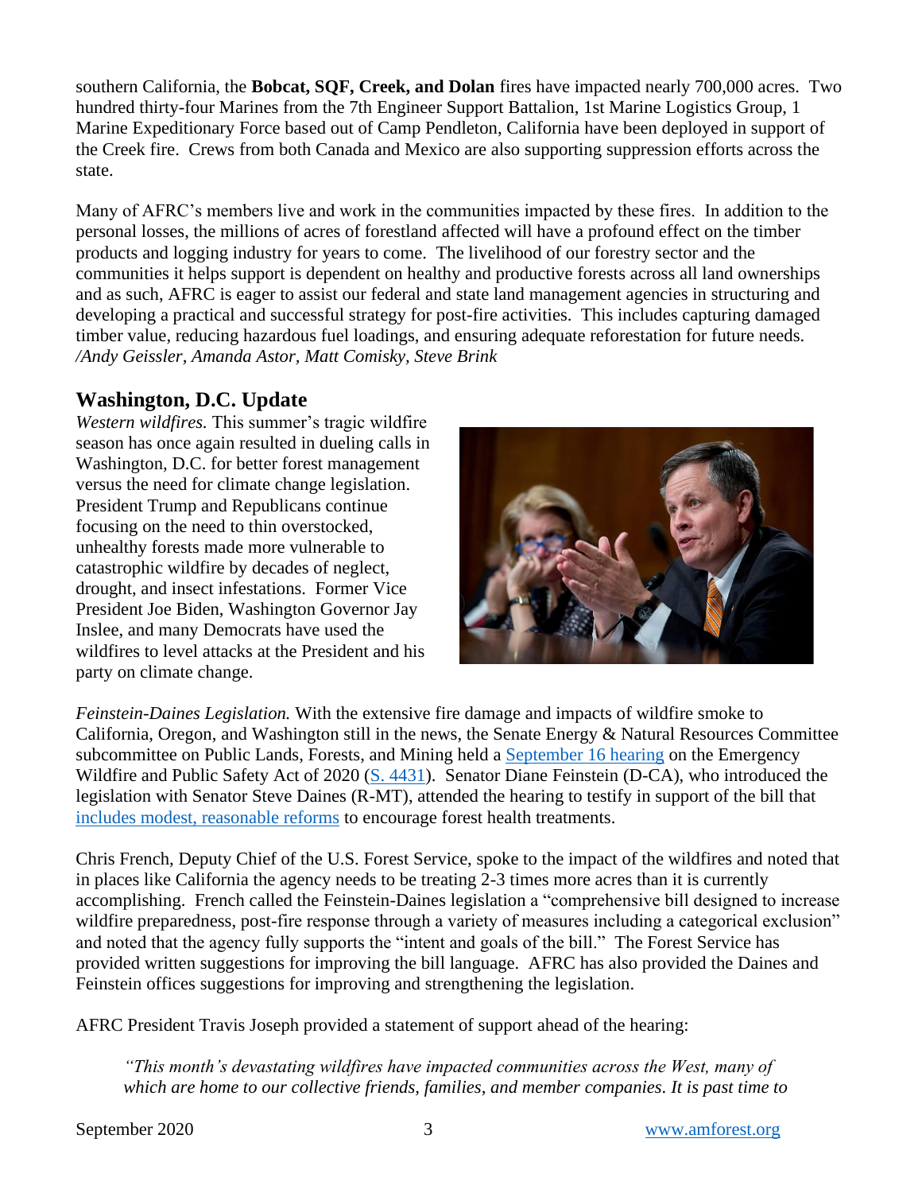southern California, the **Bobcat, SQF, Creek, and Dolan** fires have impacted nearly 700,000 acres. Two hundred thirty-four Marines from the 7th Engineer Support Battalion, 1st Marine Logistics Group, 1 Marine Expeditionary Force based out of Camp Pendleton, California have been deployed in support of the Creek fire. Crews from both Canada and Mexico are also supporting suppression efforts across the state.

Many of AFRC's members live and work in the communities impacted by these fires. In addition to the personal losses, the millions of acres of forestland affected will have a profound effect on the timber products and logging industry for years to come. The livelihood of our forestry sector and the communities it helps support is dependent on healthy and productive forests across all land ownerships and as such, AFRC is eager to assist our federal and state land management agencies in structuring and developing a practical and successful strategy for post-fire activities. This includes capturing damaged timber value, reducing hazardous fuel loadings, and ensuring adequate reforestation for future needs. */Andy Geissler, Amanda Astor, Matt Comisky, Steve Brink*

## Washington, D.C. Update

*Western wildfires.* This summer's tragic wildfire season has once again resulted in dueling calls in Washington, D.C. for better forest management versus the need for climate change legislation. President Trump and Republicans continue focusing on the need to thin overstocked, unhealthy forests made more vulnerable to catastrophic wildfire by decades of neglect, drought, and insect infestations. Former Vice President Joe Biden, Washington Governor Jay Inslee, and many Democrats have used the wildfires to level attacks at the President and his party on climate change.

*Feinstein-Daines Legislation.* With the extensive fire damage and impacts of wildfire smoke to California, Oregon, and Washington still in the news, the Senate Energy & Natural Resources Committee subcommittee on Public Lands, Forests, and Mining held a September 16 hearing on the Emergency Wildfire and Public Safety Act of 2020 (S. 4431). Senator Diane Feinstein (D-CA), who introduced the legislation with Senator Steve Daines (R-MT), attended the hearing to testify in support of the bill that includes modest, reasonable reforms to encourage forest health treatments.

Chris French, Deputy Chief of the U.S. Forest Service, spoke to the impact of the wildfires and noted that in places like California the agency needs to be treating 2-3 times more acres than it is currently accomplishing. French called the Feinstein-Daines legislation a "comprehensive bill designed to increase wildfire preparedness, post-fire response through a variety of measures including a categorical exclusion" and noted that the agency fully supports the "intent and goals of the bill." The Forest Service has provided written suggestions for improving the bill language. AFRC has also provided the Daines and Feinstein offices suggestions for improving and strengthening the legislation.

AFRC President Travis Joseph provided a statement of support ahead of the hearing:

> *"This month's devastating wildfires have impacted communities across the West, many of which are home to our collective friends, families, and member companies. It is past time to*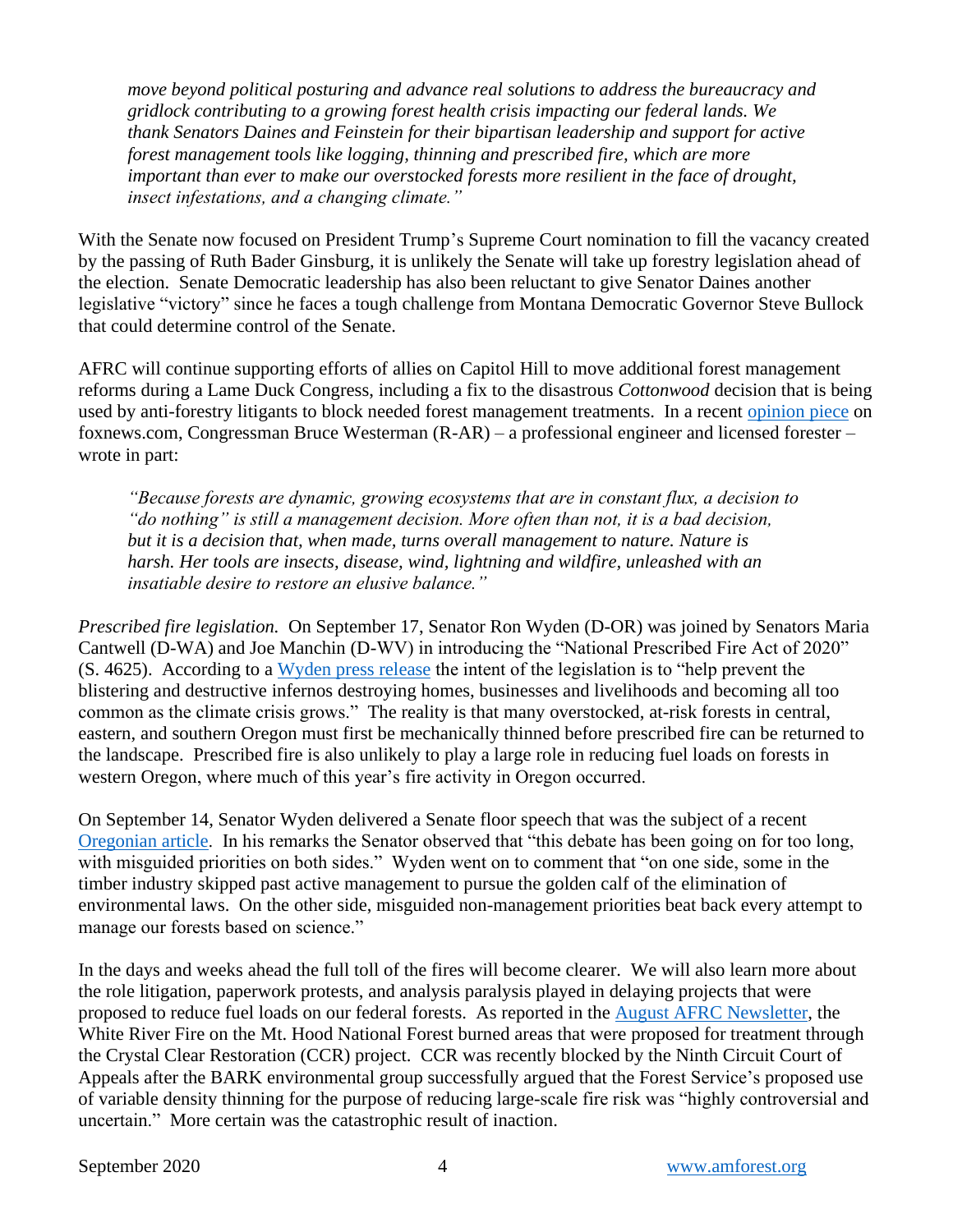*move beyond political posturing and advance real solutions to address the bureaucracy and gridlock contributing to a growing forest health crisis impacting our federal lands. We thank Senators Daines and Feinstein for their bipartisan leadership and support for active forest management tools like logging, thinning and prescribed fire, which are more important than ever to make our overstocked forests more resilient in the face of drought, insect infestations, and a changing climate."*

With the Senate now focused on President Trump's Supreme Court nomination to fill the vacancy created by the passing of Ruth Bader Ginsburg, it is unlikely the Senate will take up forestry legislation ahead of the election. Senate Democratic leadership has also been reluctant to give Senator Daines another legislative "victory" since he faces a tough challenge from Montana Democratic Governor Steve Bullock that could determine control of the Senate.

AFRC will continue supporting efforts of allies on Capitol Hill to move additional forest management reforms during a Lame Duck Congress, including a fix to the disastrous *Cottonwood* decision that is being used by anti-forestry litigants to block needed forest management treatments. In a recent opinion piece on foxnews.com, Congressman Bruce Westerman (R-AR) – a professional engineer and licensed forester – wrote in part:

*"Because forests are dynamic, growing ecosystems that are in constant flux, a decision to "do nothing" is still a management decision. More often than not, it is a bad decision, but it is a decision that, when made, turns overall management to nature. Nature is harsh. Her tools are insects, disease, wind, lightning and wildfire, unleashed with an insatiable desire to restore an elusive balance."*

*Prescribed fire legislation.* On September 17, Senator Ron Wyden (D-OR) was joined by Senators Maria Cantwell (D-WA) and Joe Manchin (D-WV) in introducing the "National Prescribed Fire Act of 2020" (S. 4625). According to a Wyden press release the intent of the legislation is to "help prevent the blistering and destructive infernos destroying homes, businesses and livelihoods and becoming all too common as the climate crisis grows." The reality is that many overstocked, at-risk forests in central, eastern, and southern Oregon must first be mechanically thinned before prescribed fire can be returned to the landscape. Prescribed fire is also unlikely to play a large role in reducing fuel loads on forests in western Oregon, where much of this year's fire activity in Oregon occurred.

On September 14, Senator Wyden delivered a Senate floor speech that was the subject of a recent Oregonian article. In his remarks the Senator observed that "this debate has been going on for too long, with misguided priorities on both sides." Wyden went on to comment that "on one side, some in the timber industry skipped past active management to pursue the golden calf of the elimination of environmental laws. On the other side, misguided non-management priorities beat back every attempt to manage our forests based on science."

In the days and weeks ahead the full toll of the fires will become clearer. We will also learn more about the role litigation, paperwork protests, and analysis paralysis played in delaying projects that were proposed to reduce fuel loads on our federal forests. As reported in the August AFRC Newsletter, the White River Fire on the Mt. Hood National Forest burned areas that were proposed for treatment through the Crystal Clear Restoration (CCR) project. CCR was recently blocked by the Ninth Circuit Court of Appeals after the BARK environmental group successfully argued that the Forest Service's proposed use of variable density thinning for the purpose of reducing large-scale fire risk was "highly controversial and uncertain." More certain was the catastrophic result of inaction.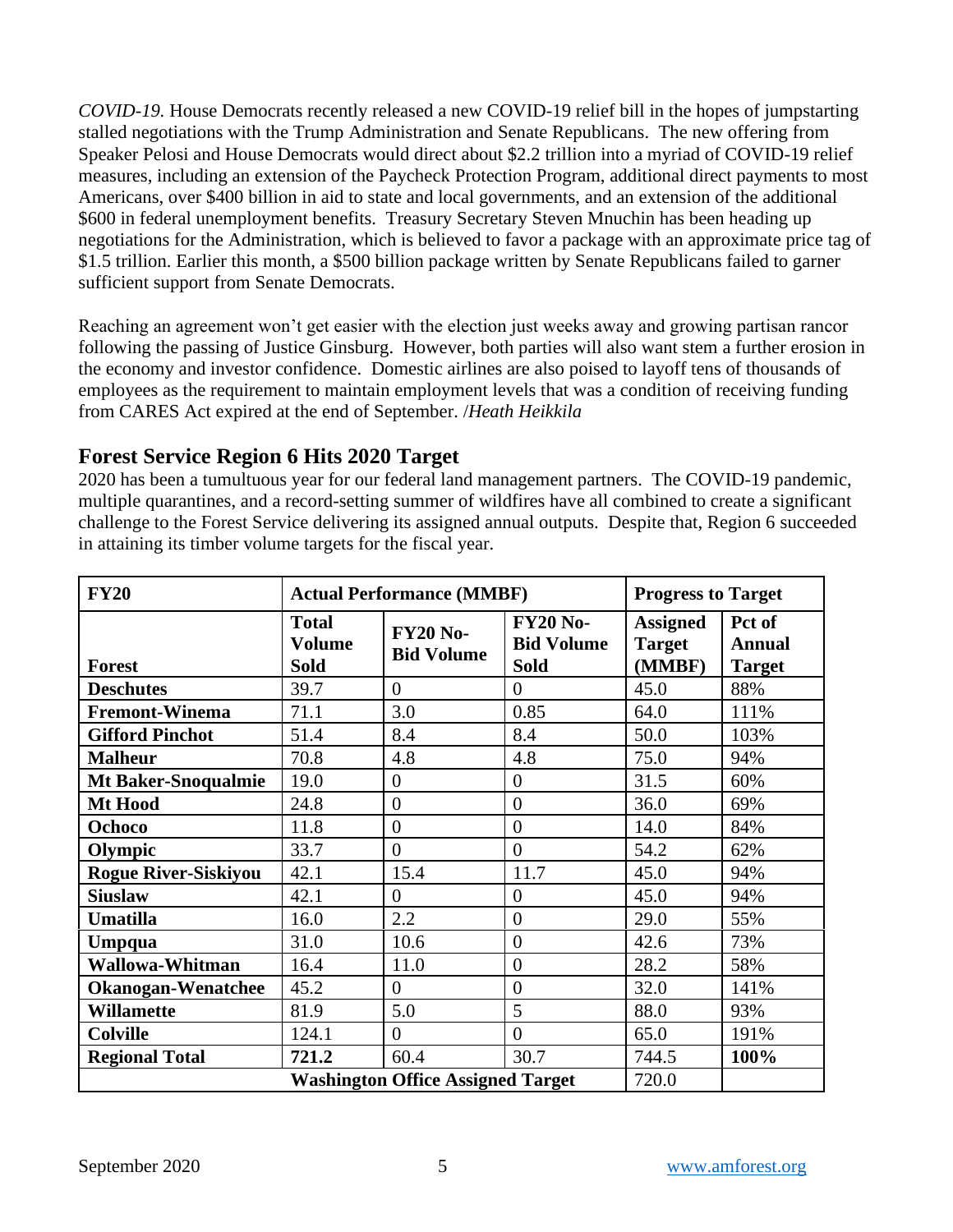*COVID-19.* House Democrats recently released a new COVID-19 relief bill in the hopes of jumpstarting stalled negotiations with the Trump Administration and Senate Republicans. The new offering from Speaker Pelosi and House Democrats would direct about $2.2 trillion into a myriad of COVID-19 relief measures, including an extension of the Paycheck Protection Program, additional direct payments to most Americans, over $400 billion in aid to state and local governments, and an extension of the additional $600 in federal unemployment benefits. Treasury Secretary Steven Mnuchin has been heading up negotiations for the Administration, which is believed to favor a package with an approximate price tag of $1.5 trillion. Earlier this month, a $500 billion package written by Senate Republicans failed to garner sufficient support from Senate Democrats.

Reaching an agreement won't get easier with the election just weeks away and growing partisan rancor following the passing of Justice Ginsburg. However, both parties will also want stem a further erosion in the economy and investor confidence. Domestic airlines are also poised to layoff tens of thousands of employees as the requirement to maintain employment levels that was a condition of receiving funding from CARES Act expired at the end of September. /*Heath Heikkila*

## Forest Service Region 6 Hits 2020 Target

2020 has been a tumultuous year for our federal land management partners. The COVID-19 pandemic, multiple quarantines, and a record-setting summer of wildfires have all combined to create a significant challenge to the Forest Service delivering its assigned annual outputs. Despite that, Region 6 succeeded in attaining its timber volume targets for the fiscal year.

| **FY20** | **Actual Performance (MMBF)** | | | **Progress to Target** | |
|---|---|---|---|---|---|
| **Forest** | **Total Volume Sold** | **FY20 No-Bid Volume** | **FY20 No-Bid Volume Sold** | **Assigned Target (MMBF)** | **Pct of Annual Target** |
| **Deschutes** | 39.7 | 0 | 0 | 45.0 | 88% |
| **Fremont-Winema** | 71.1 | 3.0 | 0.85 | 64.0 | 111% |
| **Gifford Pinchot** | 51.4 | 8.4 | 8.4 | 50.0 | 103% |
| **Malheur** | 70.8 | 4.8 | 4.8 | 75.0 | 94% |
| **Mt Baker-Snoqualmie** | 19.0 | 0 | 0 | 31.5 | 60% |
| **Mt Hood** | 24.8 | 0 | 0 | 36.0 | 69% |
| **Ochoco** | 11.8 | 0 | 0 | 14.0 | 84% |
| **Olympic** | 33.7 | 0 | 0 | 54.2 | 62% |
| **Rogue River-Siskiyou** | 42.1 | 15.4 | 11.7 | 45.0 | 94% |
| **Siuslaw** | 42.1 | 0 | 0 | 45.0 | 94% |
| **Umatilla** | 16.0 | 2.2 | 0 | 29.0 | 55% |
| **Umpqua** | 31.0 | 10.6 | 0 | 42.6 | 73% |
| **Wallowa-Whitman** | 16.4 | 11.0 | 0 | 28.2 | 58% |
| **Okanogan-Wenatchee** | 45.2 | 0 | 0 | 32.0 | 141% |
| **Willamette** | 81.9 | 5.0 | 5 | 88.0 | 93% |
| **Colville** | 124.1 | 0 | 0 | 65.0 | 191% |
| **Regional Total** | **721.2** | 60.4 | 30.7 | 744.5 | **100%** |
| **Washington Office Assigned Target** | | | | 720.0 | |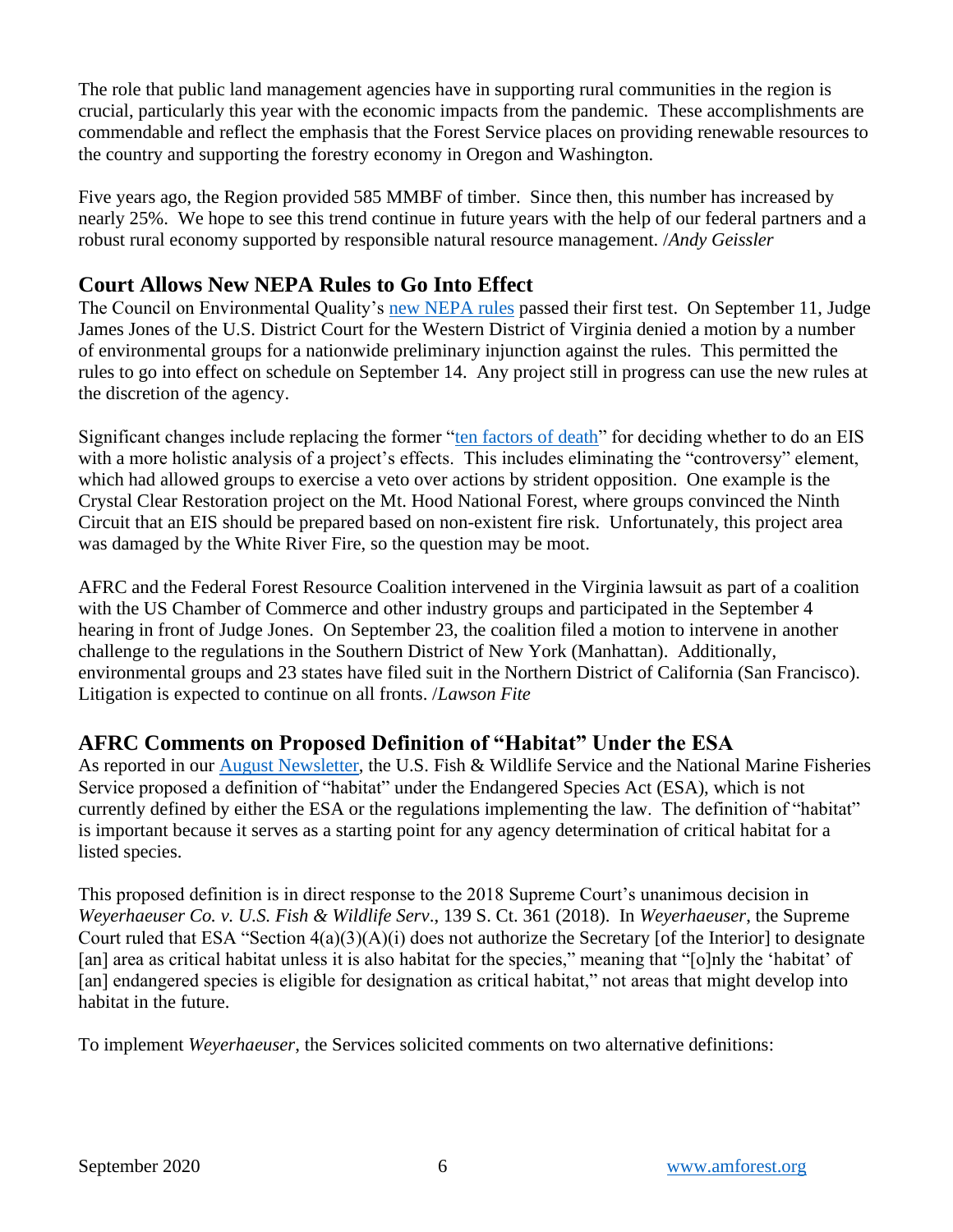The role that public land management agencies have in supporting rural communities in the region is crucial, particularly this year with the economic impacts from the pandemic. These accomplishments are commendable and reflect the emphasis that the Forest Service places on providing renewable resources to the country and supporting the forestry economy in Oregon and Washington.

Five years ago, the Region provided 585 MMBF of timber. Since then, this number has increased by nearly 25%. We hope to see this trend continue in future years with the help of our federal partners and a robust rural economy supported by responsible natural resource management. /*Andy Geissler*

## Court Allows New NEPA Rules to Go Into Effect

The Council on Environmental Quality's new NEPA rules passed their first test. On September 11, Judge James Jones of the U.S. District Court for the Western District of Virginia denied a motion by a number of environmental groups for a nationwide preliminary injunction against the rules. This permitted the rules to go into effect on schedule on September 14. Any project still in progress can use the new rules at the discretion of the agency.

Significant changes include replacing the former "ten factors of death" for deciding whether to do an EIS with a more holistic analysis of a project's effects. This includes eliminating the "controversy" element, which had allowed groups to exercise a veto over actions by strident opposition. One example is the Crystal Clear Restoration project on the Mt. Hood National Forest, where groups convinced the Ninth Circuit that an EIS should be prepared based on non-existent fire risk. Unfortunately, this project area was damaged by the White River Fire, so the question may be moot.

AFRC and the Federal Forest Resource Coalition intervened in the Virginia lawsuit as part of a coalition with the US Chamber of Commerce and other industry groups and participated in the September 4 hearing in front of Judge Jones. On September 23, the coalition filed a motion to intervene in another challenge to the regulations in the Southern District of New York (Manhattan). Additionally, environmental groups and 23 states have filed suit in the Northern District of California (San Francisco). Litigation is expected to continue on all fronts. /*Lawson Fite*

## AFRC Comments on Proposed Definition of "Habitat" Under the ESA

As reported in our August Newsletter, the U.S. Fish & Wildlife Service and the National Marine Fisheries Service proposed a definition of "habitat" under the Endangered Species Act (ESA), which is not currently defined by either the ESA or the regulations implementing the law. The definition of "habitat" is important because it serves as a starting point for any agency determination of critical habitat for a listed species.

This proposed definition is in direct response to the 2018 Supreme Court's unanimous decision in *Weyerhaeuser Co. v. U.S. Fish & Wildlife Serv*., 139 S. Ct. 361 (2018). In *Weyerhaeuser*, the Supreme Court ruled that ESA "Section 4(a)(3)(A)(i) does not authorize the Secretary [of the Interior] to designate [an] area as critical habitat unless it is also habitat for the species," meaning that "[o]nly the 'habitat' of [an] endangered species is eligible for designation as critical habitat," not areas that might develop into habitat in the future.

To implement *Weyerhaeuser*, the Services solicited comments on two alternative definitions: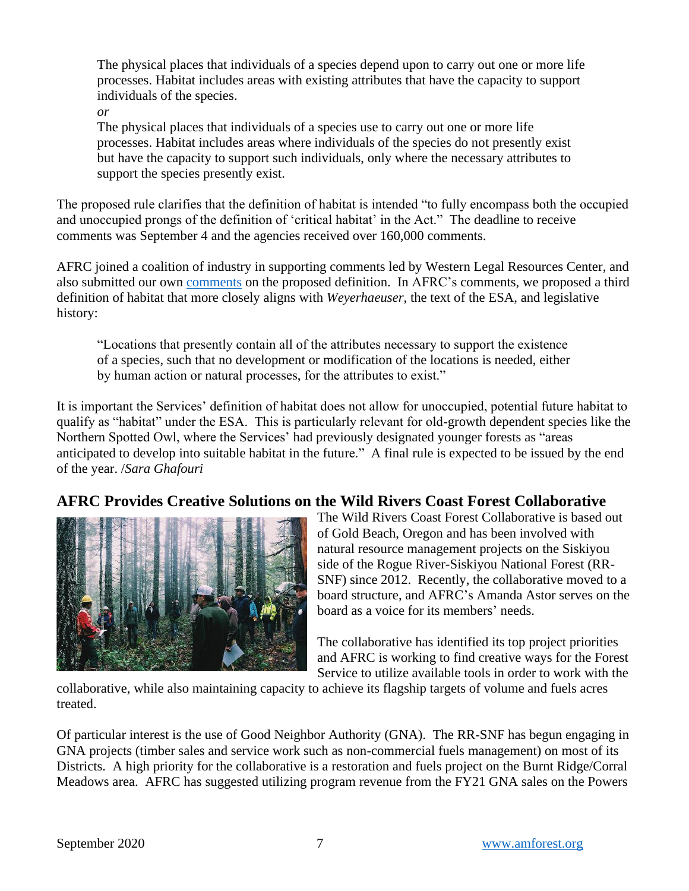> The physical places that individuals of a species depend upon to carry out one or more life processes. Habitat includes areas with existing attributes that have the capacity to support individuals of the species.
>
> *or*
>
> The physical places that individuals of a species use to carry out one or more life processes. Habitat includes areas where individuals of the species do not presently exist but have the capacity to support such individuals, only where the necessary attributes to support the species presently exist.

The proposed rule clarifies that the definition of habitat is intended "to fully encompass both the occupied and unoccupied prongs of the definition of 'critical habitat' in the Act." The deadline to receive comments was September 4 and the agencies received over 160,000 comments.

AFRC joined a coalition of industry in supporting comments led by Western Legal Resources Center, and also submitted our own comments on the proposed definition. In AFRC's comments, we proposed a third definition of habitat that more closely aligns with *Weyerhaeuser*, the text of the ESA, and legislative history:

> "Locations that presently contain all of the attributes necessary to support the existence of a species, such that no development or modification of the locations is needed, either by human action or natural processes, for the attributes to exist."

It is important the Services' definition of habitat does not allow for unoccupied, potential future habitat to qualify as "habitat" under the ESA. This is particularly relevant for old-growth dependent species like the Northern Spotted Owl, where the Services' had previously designated younger forests as "areas anticipated to develop into suitable habitat in the future." A final rule is expected to be issued by the end of the year. /*Sara Ghafouri*

## AFRC Provides Creative Solutions on the Wild Rivers Coast Forest Collaborative

The Wild Rivers Coast Forest Collaborative is based out of Gold Beach, Oregon and has been involved with natural resource management projects on the Siskiyou side of the Rogue River-Siskiyou National Forest (RR-SNF) since 2012. Recently, the collaborative moved to a board structure, and AFRC's Amanda Astor serves on the board as a voice for its members' needs.

The collaborative has identified its top project priorities and AFRC is working to find creative ways for the Forest Service to utilize available tools in order to work with the collaborative, while also maintaining capacity to achieve its flagship targets of volume and fuels acres treated.

Of particular interest is the use of Good Neighbor Authority (GNA). The RR-SNF has begun engaging in GNA projects (timber sales and service work such as non-commercial fuels management) on most of its Districts. A high priority for the collaborative is a restoration and fuels project on the Burnt Ridge/Corral Meadows area. AFRC has suggested utilizing program revenue from the FY21 GNA sales on the Powers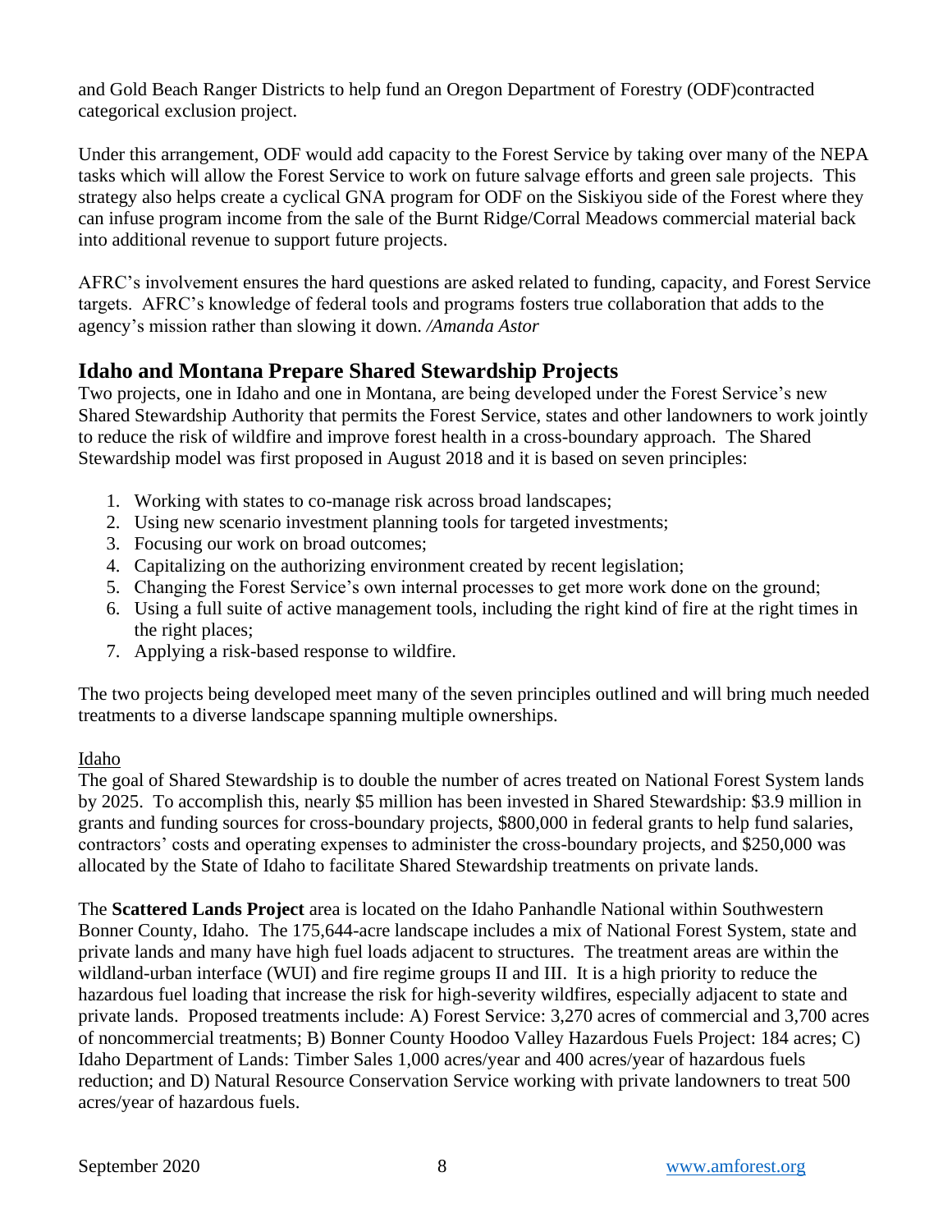and Gold Beach Ranger Districts to help fund an Oregon Department of Forestry (ODF)contracted categorical exclusion project.

Under this arrangement, ODF would add capacity to the Forest Service by taking over many of the NEPA tasks which will allow the Forest Service to work on future salvage efforts and green sale projects. This strategy also helps create a cyclical GNA program for ODF on the Siskiyou side of the Forest where they can infuse program income from the sale of the Burnt Ridge/Corral Meadows commercial material back into additional revenue to support future projects.

AFRC's involvement ensures the hard questions are asked related to funding, capacity, and Forest Service targets. AFRC's knowledge of federal tools and programs fosters true collaboration that adds to the agency's mission rather than slowing it down. */Amanda Astor*

## Idaho and Montana Prepare Shared Stewardship Projects

Two projects, one in Idaho and one in Montana, are being developed under the Forest Service's new Shared Stewardship Authority that permits the Forest Service, states and other landowners to work jointly to reduce the risk of wildfire and improve forest health in a cross-boundary approach. The Shared Stewardship model was first proposed in August 2018 and it is based on seven principles:

1. Working with states to co-manage risk across broad landscapes;
2. Using new scenario investment planning tools for targeted investments;
3. Focusing our work on broad outcomes;
4. Capitalizing on the authorizing environment created by recent legislation;
5. Changing the Forest Service's own internal processes to get more work done on the ground;
6. Using a full suite of active management tools, including the right kind of fire at the right times in the right places;
7. Applying a risk-based response to wildfire.

The two projects being developed meet many of the seven principles outlined and will bring much needed treatments to a diverse landscape spanning multiple ownerships.

Idaho

The goal of Shared Stewardship is to double the number of acres treated on National Forest System lands by 2025. To accomplish this, nearly \$5 million has been invested in Shared Stewardship: \$3.9 million in grants and funding sources for cross-boundary projects, \$800,000 in federal grants to help fund salaries, contractors' costs and operating expenses to administer the cross-boundary projects, and \$250,000 was allocated by the State of Idaho to facilitate Shared Stewardship treatments on private lands.

The **Scattered Lands Project** area is located on the Idaho Panhandle National within Southwestern Bonner County, Idaho. The 175,644-acre landscape includes a mix of National Forest System, state and private lands and many have high fuel loads adjacent to structures. The treatment areas are within the wildland-urban interface (WUI) and fire regime groups II and III. It is a high priority to reduce the hazardous fuel loading that increase the risk for high-severity wildfires, especially adjacent to state and private lands. Proposed treatments include: A) Forest Service: 3,270 acres of commercial and 3,700 acres of noncommercial treatments; B) Bonner County Hoodoo Valley Hazardous Fuels Project: 184 acres; C) Idaho Department of Lands: Timber Sales 1,000 acres/year and 400 acres/year of hazardous fuels reduction; and D) Natural Resource Conservation Service working with private landowners to treat 500 acres/year of hazardous fuels.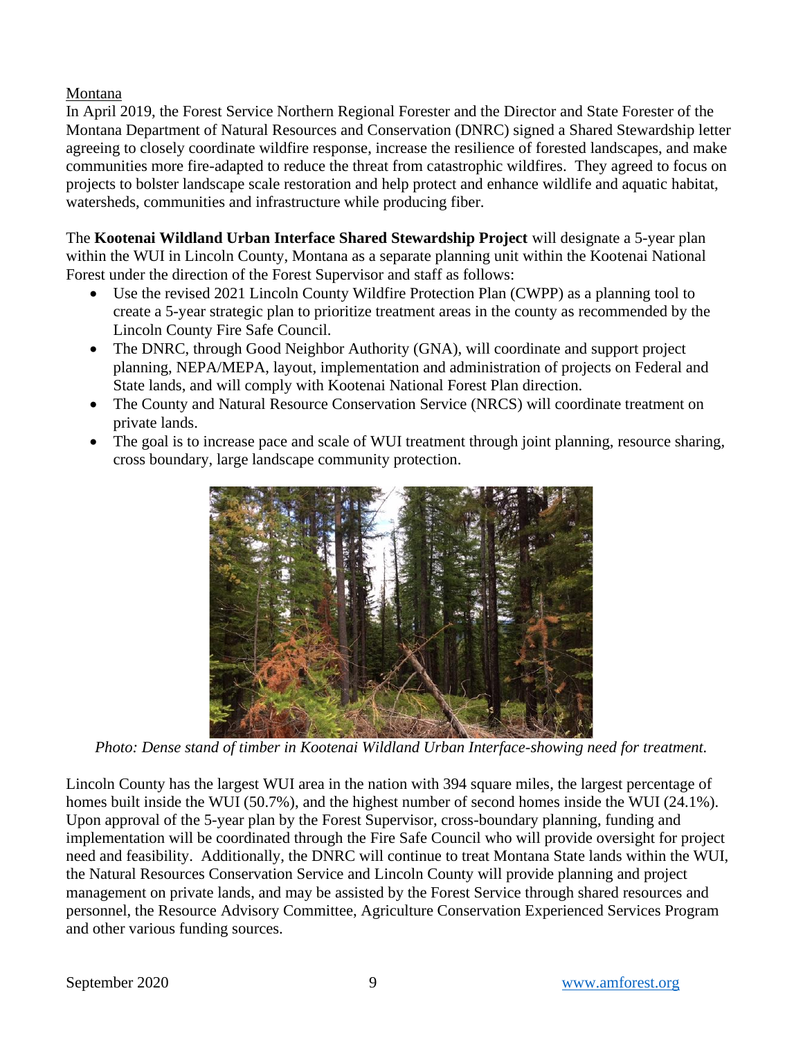Montana

In April 2019, the Forest Service Northern Regional Forester and the Director and State Forester of the Montana Department of Natural Resources and Conservation (DNRC) signed a Shared Stewardship letter agreeing to closely coordinate wildfire response, increase the resilience of forested landscapes, and make communities more fire-adapted to reduce the threat from catastrophic wildfires. They agreed to focus on projects to bolster landscape scale restoration and help protect and enhance wildlife and aquatic habitat, watersheds, communities and infrastructure while producing fiber.

The **Kootenai Wildland Urban Interface Shared Stewardship Project** will designate a 5-year plan within the WUI in Lincoln County, Montana as a separate planning unit within the Kootenai National Forest under the direction of the Forest Supervisor and staff as follows:

- Use the revised 2021 Lincoln County Wildfire Protection Plan (CWPP) as a planning tool to create a 5-year strategic plan to prioritize treatment areas in the county as recommended by the Lincoln County Fire Safe Council.
- The DNRC, through Good Neighbor Authority (GNA), will coordinate and support project planning, NEPA/MEPA, layout, implementation and administration of projects on Federal and State lands, and will comply with Kootenai National Forest Plan direction.
- The County and Natural Resource Conservation Service (NRCS) will coordinate treatment on private lands.
- The goal is to increase pace and scale of WUI treatment through joint planning, resource sharing, cross boundary, large landscape community protection.

*Photo: Dense stand of timber in Kootenai Wildland Urban Interface-showing need for treatment.*

Lincoln County has the largest WUI area in the nation with 394 square miles, the largest percentage of homes built inside the WUI (50.7%), and the highest number of second homes inside the WUI (24.1%). Upon approval of the 5-year plan by the Forest Supervisor, cross-boundary planning, funding and implementation will be coordinated through the Fire Safe Council who will provide oversight for project need and feasibility. Additionally, the DNRC will continue to treat Montana State lands within the WUI, the Natural Resources Conservation Service and Lincoln County will provide planning and project management on private lands, and may be assisted by the Forest Service through shared resources and personnel, the Resource Advisory Committee, Agriculture Conservation Experienced Services Program and other various funding sources.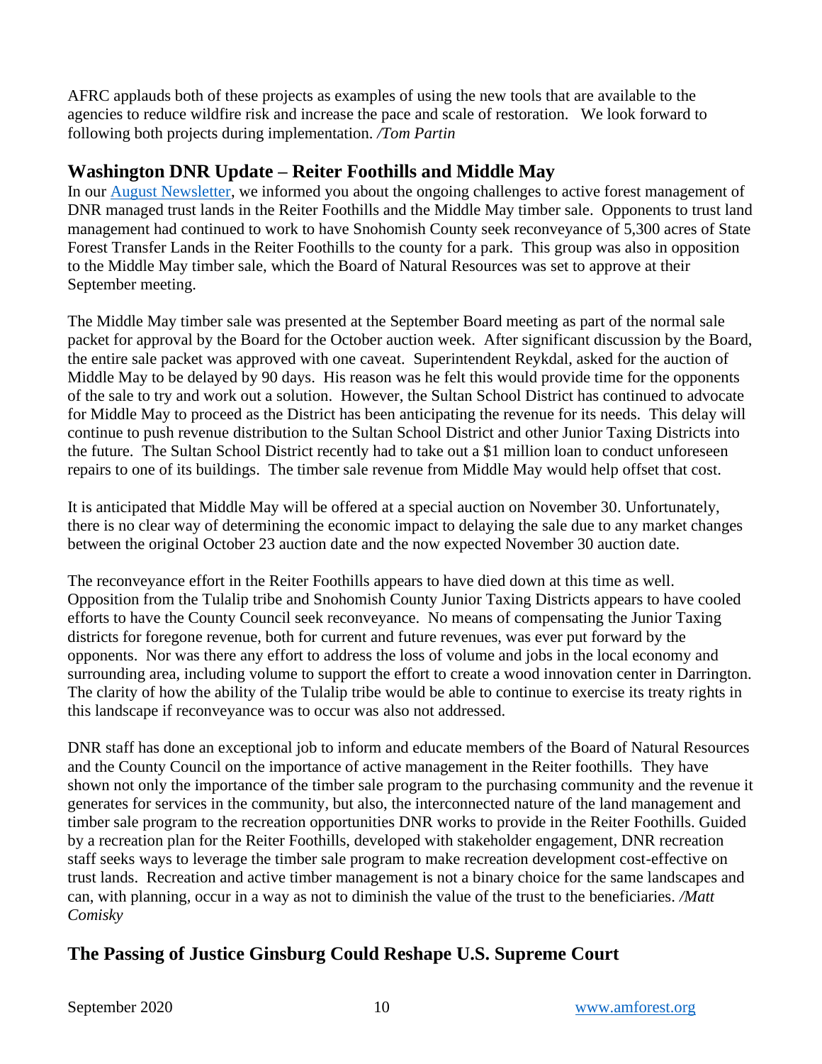AFRC applauds both of these projects as examples of using the new tools that are available to the agencies to reduce wildfire risk and increase the pace and scale of restoration. We look forward to following both projects during implementation. */Tom Partin*

## Washington DNR Update – Reiter Foothills and Middle May

In our [August Newsletter](), we informed you about the ongoing challenges to active forest management of DNR managed trust lands in the Reiter Foothills and the Middle May timber sale. Opponents to trust land management had continued to work to have Snohomish County seek reconveyance of 5,300 acres of State Forest Transfer Lands in the Reiter Foothills to the county for a park. This group was also in opposition to the Middle May timber sale, which the Board of Natural Resources was set to approve at their September meeting.

The Middle May timber sale was presented at the September Board meeting as part of the normal sale packet for approval by the Board for the October auction week. After significant discussion by the Board, the entire sale packet was approved with one caveat. Superintendent Reykdal, asked for the auction of Middle May to be delayed by 90 days. His reason was he felt this would provide time for the opponents of the sale to try and work out a solution. However, the Sultan School District has continued to advocate for Middle May to proceed as the District has been anticipating the revenue for its needs. This delay will continue to push revenue distribution to the Sultan School District and other Junior Taxing Districts into the future. The Sultan School District recently had to take out a $1 million loan to conduct unforeseen repairs to one of its buildings. The timber sale revenue from Middle May would help offset that cost.

It is anticipated that Middle May will be offered at a special auction on November 30. Unfortunately, there is no clear way of determining the economic impact to delaying the sale due to any market changes between the original October 23 auction date and the now expected November 30 auction date.

The reconveyance effort in the Reiter Foothills appears to have died down at this time as well. Opposition from the Tulalip tribe and Snohomish County Junior Taxing Districts appears to have cooled efforts to have the County Council seek reconveyance. No means of compensating the Junior Taxing districts for foregone revenue, both for current and future revenues, was ever put forward by the opponents. Nor was there any effort to address the loss of volume and jobs in the local economy and surrounding area, including volume to support the effort to create a wood innovation center in Darrington. The clarity of how the ability of the Tulalip tribe would be able to continue to exercise its treaty rights in this landscape if reconveyance was to occur was also not addressed.

DNR staff has done an exceptional job to inform and educate members of the Board of Natural Resources and the County Council on the importance of active management in the Reiter foothills. They have shown not only the importance of the timber sale program to the purchasing community and the revenue it generates for services in the community, but also, the interconnected nature of the land management and timber sale program to the recreation opportunities DNR works to provide in the Reiter Foothills. Guided by a recreation plan for the Reiter Foothills, developed with stakeholder engagement, DNR recreation staff seeks ways to leverage the timber sale program to make recreation development cost-effective on trust lands. Recreation and active timber management is not a binary choice for the same landscapes and can, with planning, occur in a way as not to diminish the value of the trust to the beneficiaries. */Matt Comisky*

## The Passing of Justice Ginsburg Could Reshape U.S. Supreme Court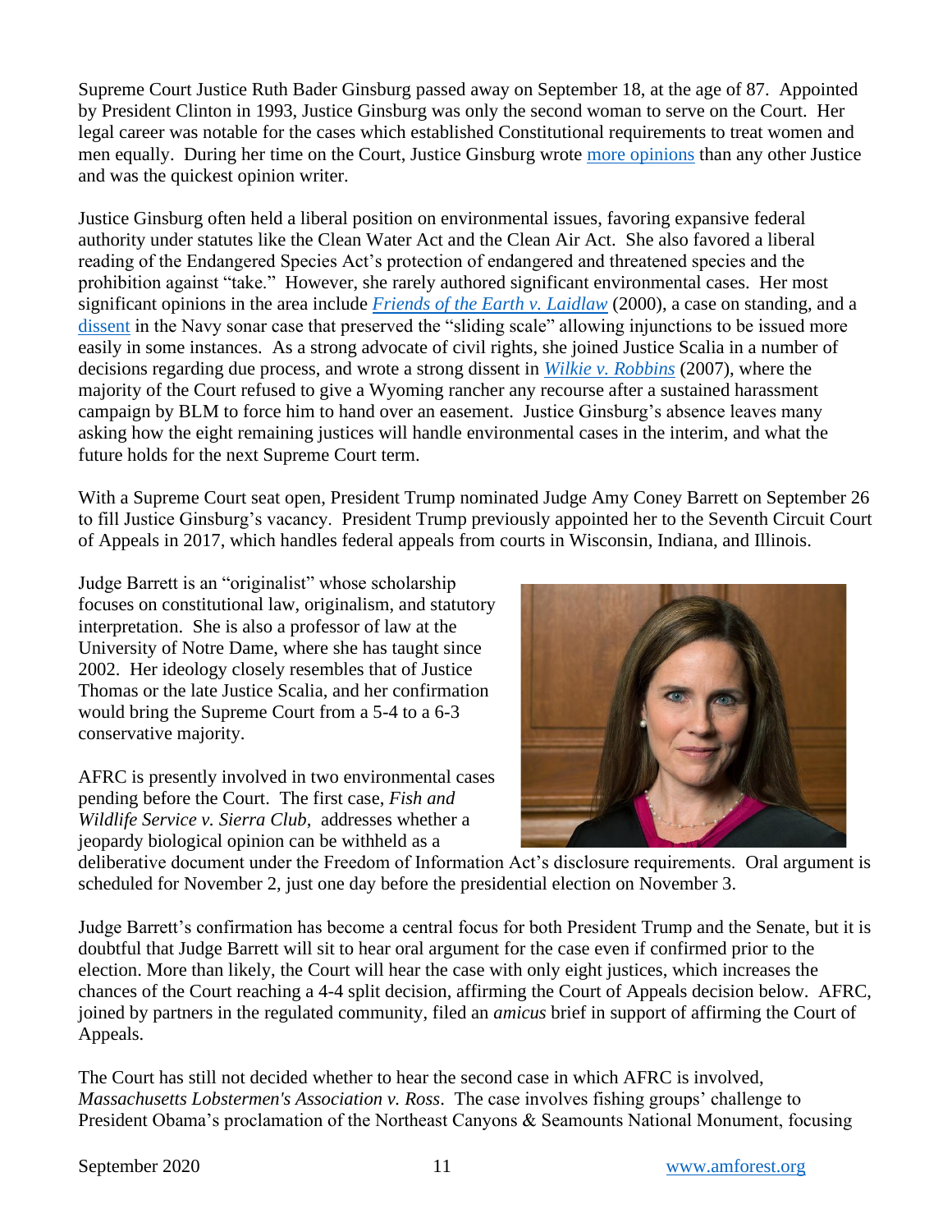Supreme Court Justice Ruth Bader Ginsburg passed away on September 18, at the age of 87. Appointed by President Clinton in 1993, Justice Ginsburg was only the second woman to serve on the Court. Her legal career was notable for the cases which established Constitutional requirements to treat women and men equally. During her time on the Court, Justice Ginsburg wrote more opinions than any other Justice and was the quickest opinion writer.

Justice Ginsburg often held a liberal position on environmental issues, favoring expansive federal authority under statutes like the Clean Water Act and the Clean Air Act. She also favored a liberal reading of the Endangered Species Act's protection of endangered and threatened species and the prohibition against "take." However, she rarely authored significant environmental cases. Her most significant opinions in the area include *Friends of the Earth v. Laidlaw* (2000), a case on standing, and a dissent in the Navy sonar case that preserved the "sliding scale" allowing injunctions to be issued more easily in some instances. As a strong advocate of civil rights, she joined Justice Scalia in a number of decisions regarding due process, and wrote a strong dissent in *Wilkie v. Robbins* (2007), where the majority of the Court refused to give a Wyoming rancher any recourse after a sustained harassment campaign by BLM to force him to hand over an easement. Justice Ginsburg's absence leaves many asking how the eight remaining justices will handle environmental cases in the interim, and what the future holds for the next Supreme Court term.

With a Supreme Court seat open, President Trump nominated Judge Amy Coney Barrett on September 26 to fill Justice Ginsburg's vacancy. President Trump previously appointed her to the Seventh Circuit Court of Appeals in 2017, which handles federal appeals from courts in Wisconsin, Indiana, and Illinois.

Judge Barrett is an "originalist" whose scholarship focuses on constitutional law, originalism, and statutory interpretation. She is also a professor of law at the University of Notre Dame, where she has taught since 2002. Her ideology closely resembles that of Justice Thomas or the late Justice Scalia, and her confirmation would bring the Supreme Court from a 5-4 to a 6-3 conservative majority.

AFRC is presently involved in two environmental cases pending before the Court. The first case, *Fish and Wildlife Service v. Sierra Club*, addresses whether a jeopardy biological opinion can be withheld as a deliberative document under the Freedom of Information Act's disclosure requirements. Oral argument is scheduled for November 2, just one day before the presidential election on November 3.

Judge Barrett's confirmation has become a central focus for both President Trump and the Senate, but it is doubtful that Judge Barrett will sit to hear oral argument for the case even if confirmed prior to the election. More than likely, the Court will hear the case with only eight justices, which increases the chances of the Court reaching a 4-4 split decision, affirming the Court of Appeals decision below. AFRC, joined by partners in the regulated community, filed an *amicus* brief in support of affirming the Court of Appeals.

The Court has still not decided whether to hear the second case in which AFRC is involved, *Massachusetts Lobstermen's Association v. Ross*. The case involves fishing groups' challenge to President Obama's proclamation of the Northeast Canyons & Seamounts National Monument, focusing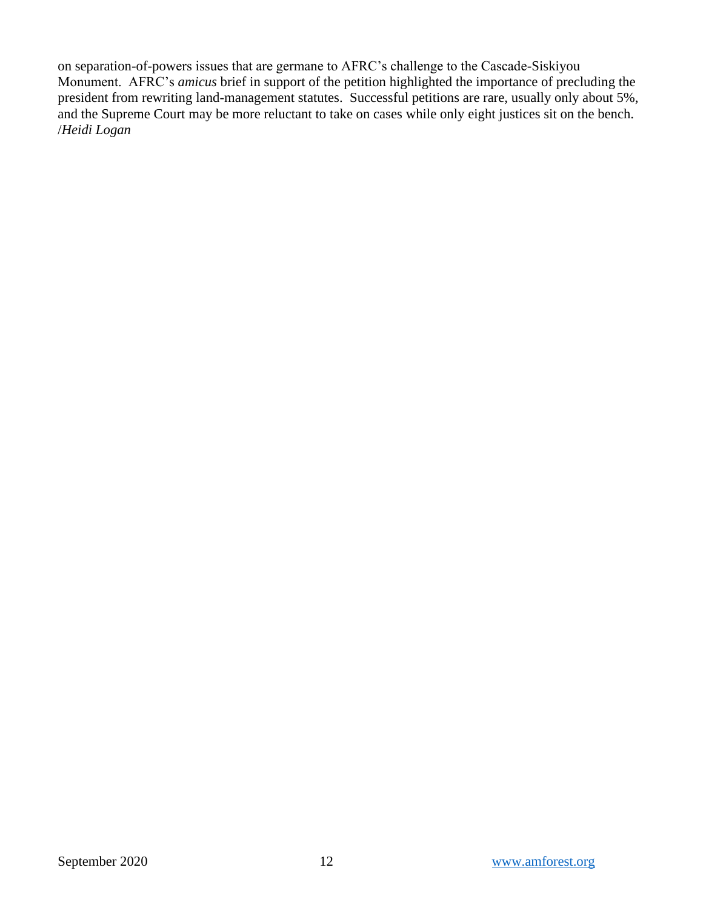on separation-of-powers issues that are germane to AFRC's challenge to the Cascade-Siskiyou Monument. AFRC's *amicus* brief in support of the petition highlighted the importance of precluding the president from rewriting land-management statutes. Successful petitions are rare, usually only about 5%, and the Supreme Court may be more reluctant to take on cases while only eight justices sit on the bench. /*Heidi Logan*